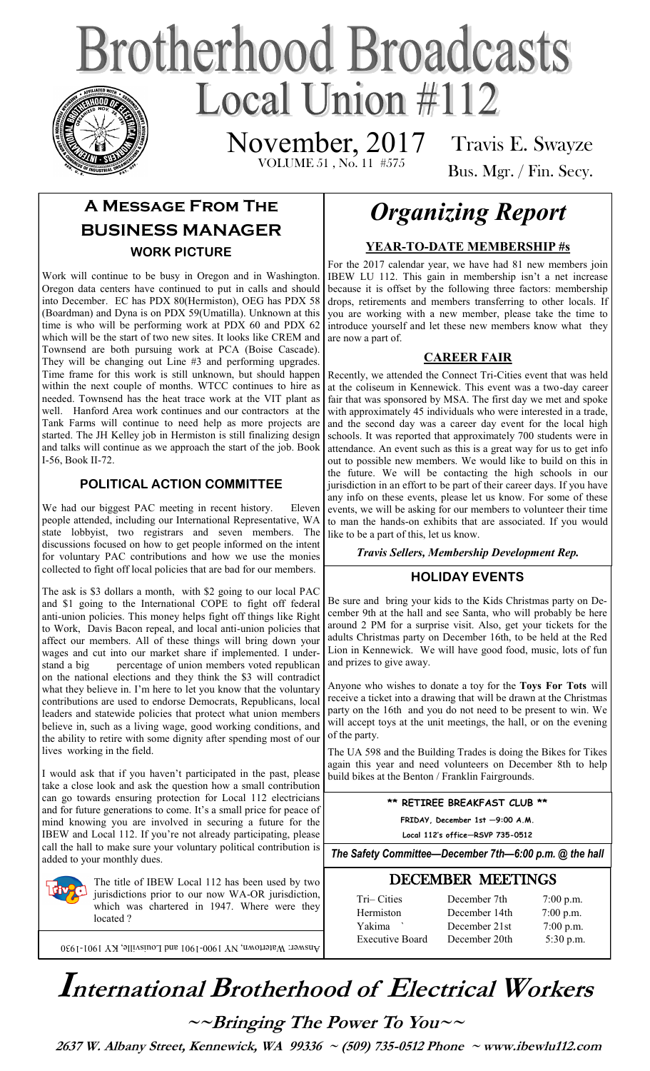# Brotherhood Broadcasts

## Local Union #112

November, 2017
VOLUME 51 , No. 11 #575

Travis E. Swayze
Bus. Mgr. / Fin. Secy.

## A Message From The Business Manager

### WORK PICTURE

Work will continue to be busy in Oregon and in Washington. Oregon data centers have continued to put in calls and should into December. EC has PDX 80(Hermiston), OEG has PDX 58 (Boardman) and Dyna is on PDX 59(Umatilla). Unknown at this time is who will be performing work at PDX 60 and PDX 62 which will be the start of two new sites. It looks like CREM and Townsend are both pursuing work at PCA (Boise Cascade). They will be changing out Line #3 and performing upgrades. Time frame for this work is still unknown, but should happen within the next couple of months. WTCC continues to hire as needed. Townsend has the heat trace work at the VIT plant as well. Hanford Area work continues and our contractors at the Tank Farms will continue to need help as more projects are started. The JH Kelley job in Hermiston is still finalizing design and talks will continue as we approach the start of the job. Book I-56, Book II-72.

### POLITICAL ACTION COMMITTEE

We had our biggest PAC meeting in recent history. Eleven people attended, including our International Representative, WA state lobbyist, two registrars and seven members. The discussions focused on how to get people informed on the intent for voluntary PAC contributions and how we use the monies collected to fight off local policies that are bad for our members.

The ask is $3 dollars a month, with $2 going to our local PAC and $1 going to the International COPE to fight off federal anti-union policies. This money helps fight off things like Right to Work, Davis Bacon repeal, and local anti-union policies that affect our members. All of these things will bring down your wages and cut into our market share if implemented. I understand a big percentage of union members voted republican on the national elections and they think the $3 will contradict what they believe in. I'm here to let you know that the voluntary contributions are used to endorse Democrats, Republicans, local leaders and statewide policies that protect what union members believe in, such as a living wage, good working conditions, and the ability to retire with some dignity after spending most of our lives working in the field.

I would ask that if you haven't participated in the past, please take a close look and ask the question how a small contribution can go towards ensuring protection for Local 112 electricians and for future generations to come. It's a small price for peace of mind knowing you are involved in securing a future for the IBEW and Local 112. If you're not already participating, please call the hall to make sure your voluntary political contribution is added to your monthly dues.

**Trivia:** The title of IBEW Local 112 has been used by two jurisdictions prior to our now WA-OR jurisdiction, which was chartered in 1947. Where were they located ?

Answer: Watertown, NY 1900-1901 and Louisville, KY 1901-1930

# *Organizing Report*

### YEAR-TO-DATE MEMBERSHIP #s

For the 2017 calendar year, we have had 81 new members join IBEW LU 112. This gain in membership isn't a net increase because it is offset by the following three factors: membership drops, retirements and members transferring to other locals. If you are working with a new member, please take the time to introduce yourself and let these new members know what they are now a part of.

### CAREER FAIR

Recently, we attended the Connect Tri-Cities event that was held at the coliseum in Kennewick. This event was a two-day career fair that was sponsored by MSA. The first day we met and spoke with approximately 45 individuals who were interested in a trade, and the second day was a career day event for the local high schools. It was reported that approximately 700 students were in attendance. An event such as this is a great way for us to get info out to possible new members. We would like to build on this in the future. We will be contacting the high schools in our jurisdiction in an effort to be part of their career days. If you have any info on these events, please let us know. For some of these events, we will be asking for our members to volunteer their time to man the hands-on exhibits that are associated. If you would like to be a part of this, let us know.

*Travis Sellers, Membership Development Rep.*

### HOLIDAY EVENTS

Be sure and bring your kids to the Kids Christmas party on December 9th at the hall and see Santa, who will probably be here around 2 PM for a surprise visit. Also, get your tickets for the adults Christmas party on December 16th, to be held at the Red Lion in Kennewick. We will have good food, music, lots of fun and prizes to give away.

Anyone who wishes to donate a toy for the **Toys For Tots** will receive a ticket into a drawing that will be drawn at the Christmas party on the 16th and you do not need to be present to win. We will accept toys at the unit meetings, the hall, or on the evening of the party.

The UA 598 and the Building Trades is doing the Bikes for Tikes again this year and need volunteers on December 8th to help build bikes at the Benton / Franklin Fairgrounds.

**\*\* RETIREE BREAKFAST CLUB \*\***

**FRIDAY, December 1st —9:00 A.M.**

**Local 112's office—RSVP 735-0512**

***The Safety Committee—December 7th—6:00 p.m. @ the hall***

### DECEMBER MEETINGS

| | | |
|---|---|---|
| Tri– Cities | December 7th | 7:00 p.m. |
| Hermiston | December 14th | 7:00 p.m. |
| Yakima | December 21st | 7:00 p.m. |
| Executive Board | December 20th | 5:30 p.m. |

# International Brotherhood of Electrical Workers

**~~Bringing The Power To You~~**

**2637 W. Albany Street, Kennewick, WA 99336 ~ (509) 735-0512 Phone ~ www.ibewlu112.com**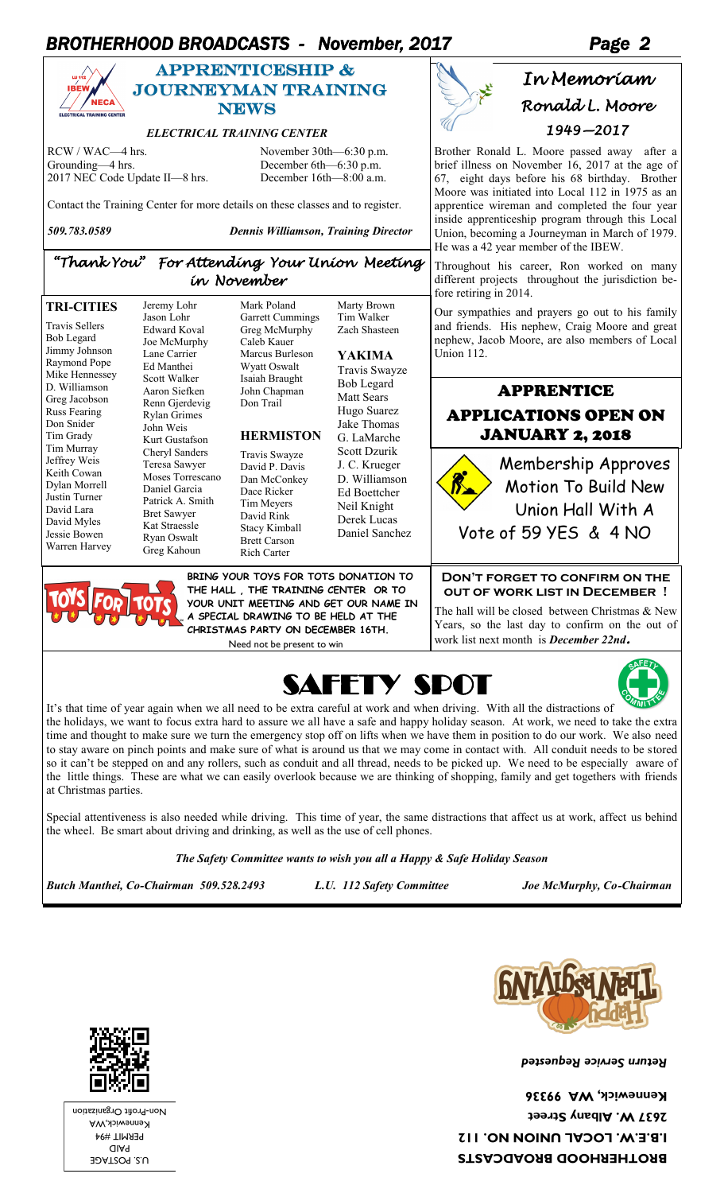## APPRENTICESHIP & JOURNEYMAN TRAINING NEWS

### *ELECTRICAL TRAINING CENTER*

| | |
|---|---|
| RCW / WAC—4 hrs. | November 30th—6:30 p.m. |
| Grounding—4 hrs. | December 6th—6:30 p.m. |
| 2017 NEC Code Update II—8 hrs. | December 16th—8:00 a.m. |

Contact the Training Center for more details on these classes and to register.

*509.783.0589* — *Dennis Williamson, Training Director*

## *"Thank You" For Attending Your Union Meeting in November*

**TRI-CITIES**

Travis Sellers
Bob Legard
Jimmy Johnson
Raymond Pope
Mike Hennessey
D. Williamson
Greg Jacobson
Russ Fearing
Don Snider
Tim Grady
Tim Murray
Jeffrey Weis
Keith Cowan
Dylan Morrell
Justin Turner
David Lara
David Myles
Jessie Bowen
Warren Harvey
Jeremy Lohr
Jason Lohr
Edward Koval
Joe McMurphy
Lane Carrier
Ed Manthei
Scott Walker
Aaron Siefken
Renn Gjerdevig
Rylan Grimes
John Weis
Kurt Gustafson
Cheryl Sanders
Teresa Sawyer
Moses Torrescano
Daniel Garcia
Patrick A. Smith
Bret Sawyer
Kat Straessle
Ryan Oswalt
Greg Kahoun
Mark Poland
Garrett Cummings
Greg McMurphy
Caleb Kauer
Marcus Burleson
Wyatt Oswalt
Isaiah Braught
John Chapman
Don Trail

**HERMISTON**

Travis Swayze
David P. Davis
Dan McConkey
Dace Ricker
Tim Meyers
David Rink
Stacy Kimball
Brett Carson
Rich Carter
Marty Brown
Tim Walker
Zach Shasteen

**YAKIMA**

Travis Swayze
Bob Legard
Matt Sears
Hugo Suarez
Jake Thomas
G. LaMarche
Scott Dzurik
J. C. Krueger
D. Williamson
Ed Boettcher
Neil Knight
Derek Lucas
Daniel Sanchez

**BRING YOUR TOYS FOR TOTS DONATION TO THE HALL, THE TRAINING CENTER OR TO YOUR UNIT MEETING AND GET OUR NAME IN A SPECIAL DRAWING TO BE HELD AT THE CHRISTMAS PARTY ON DECEMBER 16TH.**

Need not be present to win

## *In Memoriam*
## *Ronald L. Moore*
### *1949—2017*

Brother Ronald L. Moore passed away after a brief illness on November 16, 2017 at the age of 67, eight days before his 68 birthday. Brother Moore was initiated into Local 112 in 1975 as an apprentice wireman and completed the four year inside apprenticeship program through this Local Union, becoming a Journeyman in March of 1979. He was a 42 year member of the IBEW.

Throughout his career, Ron worked on many different projects throughout the jurisdiction before retiring in 2014.

Our sympathies and prayers go out to his family and friends. His nephew, Craig Moore and great nephew, Jacob Moore, are also members of Local Union 112.

## APPRENTICE APPLICATIONS OPEN ON JANUARY 2, 2018

Membership Approves Motion To Build New Union Hall With A Vote of 59 YES & 4 NO

**DON'T FORGET TO CONFIRM ON THE OUT OF WORK LIST IN DECEMBER !**

The hall will be closed between Christmas & New Years, so the last day to confirm on the out of work list next month is ***December 22nd***.

# SAFETY SPOT

It's that time of year again when we all need to be extra careful at work and when driving. With all the distractions of the holidays, we want to focus extra hard to assure we all have a safe and happy holiday season. At work, we need to take the extra time and thought to make sure we turn the emergency stop off on lifts when we have them in position to do our work. We also need to stay aware on pinch points and make sure of what is around us that we may come in contact with. All conduit needs to be stored so it can't be stepped on and any rollers, such as conduit and all thread, needs to be picked up. We need to be especially aware of the little things. These are what we can easily overlook because we are thinking of shopping, family and get togethers with friends at Christmas parties.

Special attentiveness is also needed while driving. This time of year, the same distractions that affect us at work, affect us behind the wheel. Be smart about driving and drinking, as well as the use of cell phones.

*The Safety Committee wants to wish you all a Happy & Safe Holiday Season*

*Butch Manthei, Co-Chairman 509.528.2493* — *L.U. 112 Safety Committee* — *Joe McMurphy, Co-Chairman*

U.S. POSTAGE
PAID
PERMIT #94
Kennewick,WA
Non-Profit Organization

**BROTHERHOOD BROADCASTS**
**I.B.E.W. LOCAL UNION NO. 112**
**2637 W. Albany Street**
**Kennewick, WA 99336**

***Return Service Requested***